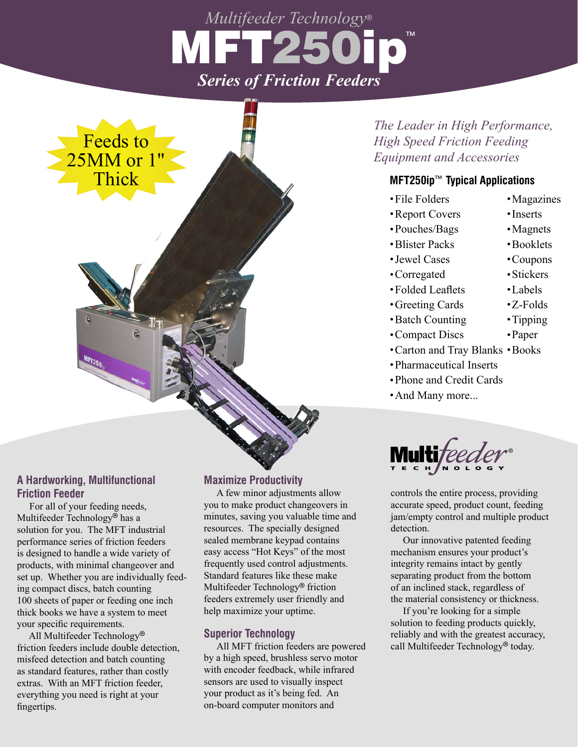*Multifeeder Technology®*

# MFT250ip™

***Series of Friction Feeders***

Feeds to 25MM or 1" Thick

*The Leader in High Performance, High Speed Friction Feeding Equipment and Accessories*

### MFT250ip™ Typical Applications

- File Folders
- Report Covers
- Pouches/Bags
- Blister Packs
- Jewel Cases
- Corregated
- Folded Leaflets
- Greeting Cards
- Batch Counting
- Compact Discs
- Carton and Tray Blanks
- Pharmaceutical Inserts
- Phone and Credit Cards
- And Many more...
- Magazines
- Inserts
- Magnets
- Booklets
- Coupons
- Stickers
- Labels
- Z-Folds
- Tipping
- Paper
- Books

## A Hardworking, Multifunctional Friction Feeder

For all of your feeding needs, Multifeeder Technology® has a solution for you. The MFT industrial performance series of friction feeders is designed to handle a wide variety of products, with minimal changeover and set up. Whether you are individually feeding compact discs, batch counting 100 sheets of paper or feeding one inch thick books we have a system to meet your specific requirements.

All Multifeeder Technology® friction feeders include double detection, misfeed detection and batch counting as standard features, rather than costly extras. With an MFT friction feeder, everything you need is right at your fingertips.

## Maximize Productivity

A few minor adjustments allow you to make product changeovers in minutes, saving you valuable time and resources. The specially designed sealed membrane keypad contains easy access "Hot Keys" of the most frequently used control adjustments. Standard features like these make Multifeeder Technology® friction feeders extremely user friendly and help maximize your uptime.

## Superior Technology

All MFT friction feeders are powered by a high speed, brushless servo motor with encoder feedback, while infrared sensors are used to visually inspect your product as it's being fed. An on-board computer monitors and controls the entire process, providing accurate speed, product count, feeding jam/empty control and multiple product detection.

Our innovative patented feeding mechanism ensures your product's integrity remains intact by gently separating product from the bottom of an inclined stack, regardless of the material consistency or thickness.

If you're looking for a simple solution to feeding products quickly, reliably and with the greatest accuracy, call Multifeeder Technology® today.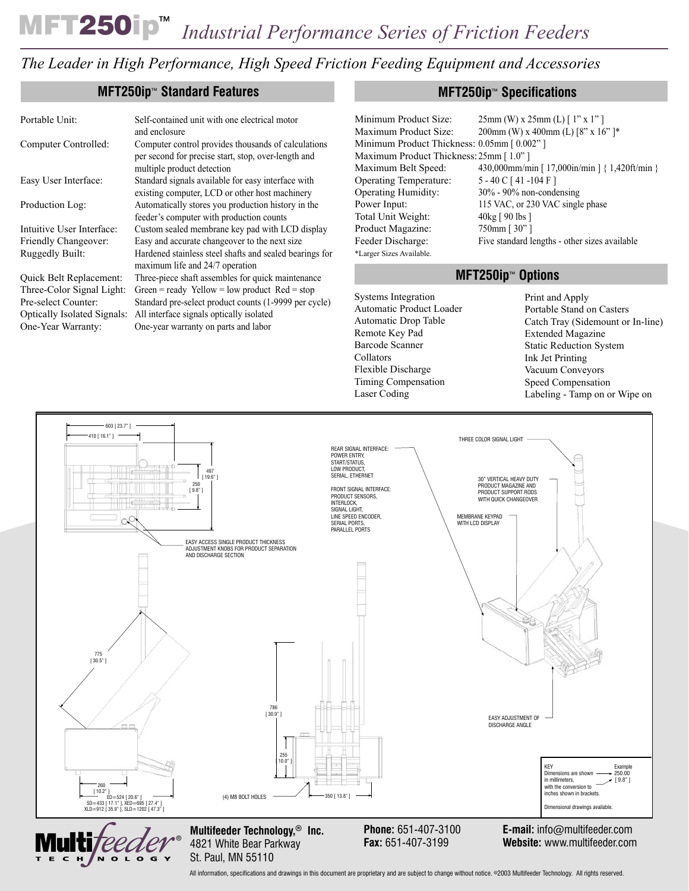# MFT250ip™ *Industrial Performance Series of Friction Feeders*

*The Leader in High Performance, High Speed Friction Feeding Equipment and Accessories*

## MFT250ip™ Standard Features

| | |
|---|---|
| Portable Unit: | Self-contained unit with one electrical motor and enclosure |
| Computer Controlled: | Computer control provides thousands of calculations per second for precise start, stop, over-length and multiple product detection |
| Easy User Interface: | Standard signals available for easy interface with existing computer, LCD or other host machinery |
| Production Log: | Automatically stores you production history in the feeder's computer with production counts |
| Intuitive User Interface: | Custom sealed membrane key pad with LCD display |
| Friendly Changeover: | Easy and accurate changeover to the next size |
| Ruggedly Built: | Hardened stainless steel shafts and sealed bearings for maximum life and 24/7 operation |
| Quick Belt Replacement: | Three-piece shaft assembles for quick maintenance |
| Three-Color Signal Light: | Green = ready Yellow = low product Red = stop |
| Pre-select Counter: | Standard pre-select product counts (1-9999 per cycle) |
| Optically Isolated Signals: | All interface signals optically isolated |
| One-Year Warranty: | One-year warranty on parts and labor |

## MFT250ip™ Specifications

| | |
|---|---|
| Minimum Product Size: | 25mm (W) x 25mm (L) [ 1" x 1" ] |
| Maximum Product Size: | 200mm (W) x 400mm (L) [8" x 16" ]* |
| Minimum Product Thickness: | 0.05mm [ 0.002" ] |
| Maximum Product Thickness: | 25mm [ 1.0" ] |
| Maximum Belt Speed: | 430,000mm/min [ 17,000in/min ] { 1,420ft/min } |
| Operating Temperature: | 5 - 40 C [ 41 -104 F ] |
| Operating Humidity: | 30% - 90% non-condensing |
| Power Input: | 115 VAC, or 230 VAC single phase |
| Total Unit Weight: | 40kg [ 90 lbs ] |
| Product Magazine: | 750mm [ 30" ] |
| Feeder Discharge: | Five standard lengths - other sizes available |

*Larger Sizes Available.

## MFT250ip™ Options

- Systems Integration
- Automatic Product Loader
- Automatic Drop Table
- Remote Key Pad
- Barcode Scanner
- Collators
- Flexible Discharge
- Timing Compensation
- Laser Coding
- Print and Apply
- Portable Stand on Casters
- Catch Tray (Sidemount or In-line)
- Extended Magazine
- Static Reduction System
- Ink Jet Printing
- Vacuum Conveyors
- Speed Compensation
- Labeling - Tamp on or Wipe on

603 [ 23.7" ]
410 [ 16.1" ]
497 [ 19.6" ]
250 [ 9.8" ]
EASY ACCESS SINGLE PRODUCT THICKNESS ADJUSTMENT KNOBS FOR PRODUCT SEPARATION AND DISCHARGE SECTION
REAR SIGNAL INTERFACE: POWER ENTRY, START/STATUS, LOW PRODUCT, SERIAL, ETHERNET
FRONT SIGNAL INTERFACE: PRODUCT SENSORS, INTERLOCK, SIGNAL LIGHT, LINE SPEED ENCODER, SERIAL PORTS, PARALLEL PORTS
THREE COLOR SIGNAL LIGHT
30" VERTICAL HEAVY DUTY PRODUCT MAGAZINE AND PRODUCT SUPPORT RODS WITH QUICK CHANGEOVER
MEMBRANE KEYPAD WITH LCD DISPLAY
775 [ 30.5" ]
786 [ 30.9" ]
255 [ 10.0" ]
EASY ADJUSTMENT OF DISCHARGE ANGLE
260 [ 10.2" ]
ED=524 [ 20.6" ]
SD=433 [ 17.1" ], XED=695 [ 27.4" ]
XLD=912 [ 35.9" ], SLD=1202 [ 47.3" ]
(4) M8 BOLT HOLES
350 [ 13.8" ]
KEY
Dimensions are shown in millimeters, with the conversion to inches shown in brackets.
Example 250.00 [ 9.8" ]
Dimensional drawings available.

**Multifeeder Technology,® Inc.**
4821 White Bear Parkway
St. Paul, MN 55110

**Phone:** 651-407-3100
**Fax:** 651-407-3199

**E-mail:** info@multifeeder.com
**Website:** www.multifeeder.com

All information, specifications and drawings in this document are proprietary and are subject to change without notice. ©2003 Multifeeder Technology. All rights reserved.